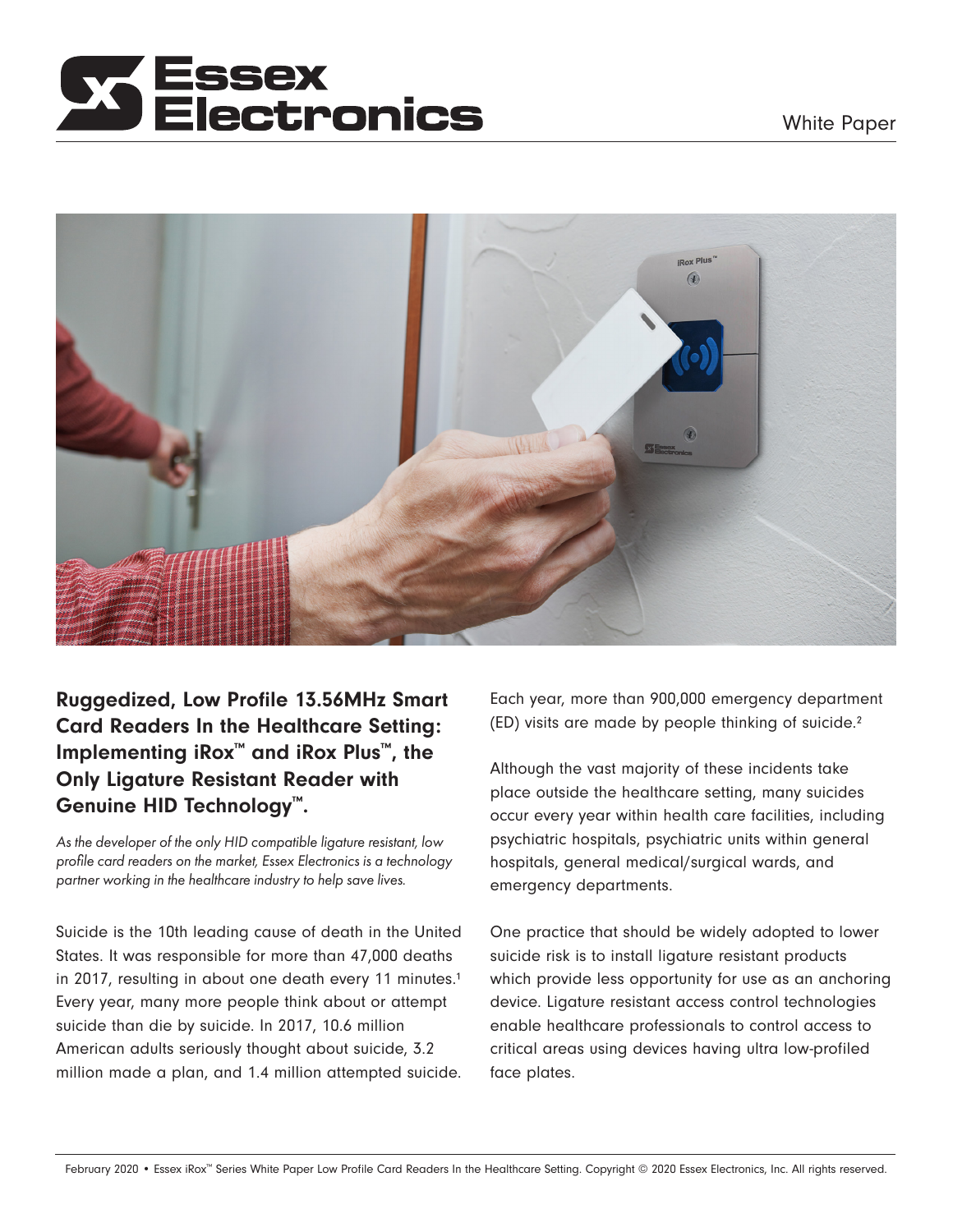# Essex Electronics

White Paper

## Ruggedized, Low Profile 13.56MHz Smart Card Readers In the Healthcare Setting: Implementing iRox™ and iRox Plus™, the Only Ligature Resistant Reader with Genuine HID Technology™.

*As the developer of the only HID compatible ligature resistant, low profile card readers on the market, Essex Electronics is a technology partner working in the healthcare industry to help save lives.*

Suicide is the 10th leading cause of death in the United States. It was responsible for more than 47,000 deaths in 2017, resulting in about one death every 11 minutes.[1] Every year, many more people think about or attempt suicide than die by suicide. In 2017, 10.6 million American adults seriously thought about suicide, 3.2 million made a plan, and 1.4 million attempted suicide.

Each year, more than 900,000 emergency department (ED) visits are made by people thinking of suicide.[2]

Although the vast majority of these incidents take place outside the healthcare setting, many suicides occur every year within health care facilities, including psychiatric hospitals, psychiatric units within general hospitals, general medical/surgical wards, and emergency departments.

One practice that should be widely adopted to lower suicide risk is to install ligature resistant products which provide less opportunity for use as an anchoring device. Ligature resistant access control technologies enable healthcare professionals to control access to critical areas using devices having ultra low-profiled face plates.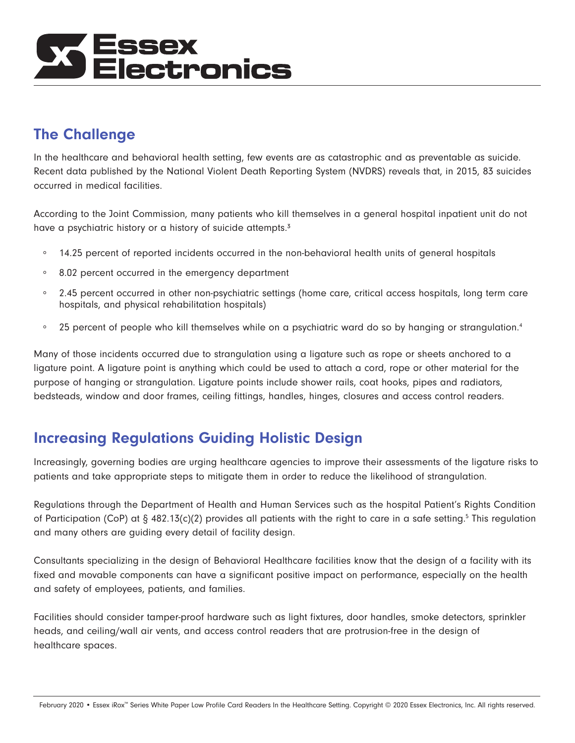## The Challenge

In the healthcare and behavioral health setting, few events are as catastrophic and as preventable as suicide. Recent data published by the National Violent Death Reporting System (NVDRS) reveals that, in 2015, 83 suicides occurred in medical facilities.

According to the Joint Commission, many patients who kill themselves in a general hospital inpatient unit do not have a psychiatric history or a history of suicide attempts.[3]

- 14.25 percent of reported incidents occurred in the non-behavioral health units of general hospitals
- 8.02 percent occurred in the emergency department
- 2.45 percent occurred in other non-psychiatric settings (home care, critical access hospitals, long term care hospitals, and physical rehabilitation hospitals)
- 25 percent of people who kill themselves while on a psychiatric ward do so by hanging or strangulation.[4]

Many of those incidents occurred due to strangulation using a ligature such as rope or sheets anchored to a ligature point. A ligature point is anything which could be used to attach a cord, rope or other material for the purpose of hanging or strangulation. Ligature points include shower rails, coat hooks, pipes and radiators, bedsteads, window and door frames, ceiling fittings, handles, hinges, closures and access control readers.

## Increasing Regulations Guiding Holistic Design

Increasingly, governing bodies are urging healthcare agencies to improve their assessments of the ligature risks to patients and take appropriate steps to mitigate them in order to reduce the likelihood of strangulation.

Regulations through the Department of Health and Human Services such as the hospital Patient's Rights Condition of Participation (CoP) at § 482.13(c)(2) provides all patients with the right to care in a safe setting.[5] This regulation and many others are guiding every detail of facility design.

Consultants specializing in the design of Behavioral Healthcare facilities know that the design of a facility with its fixed and movable components can have a significant positive impact on performance, especially on the health and safety of employees, patients, and families.

Facilities should consider tamper-proof hardware such as light fixtures, door handles, smoke detectors, sprinkler heads, and ceiling/wall air vents, and access control readers that are protrusion-free in the design of healthcare spaces.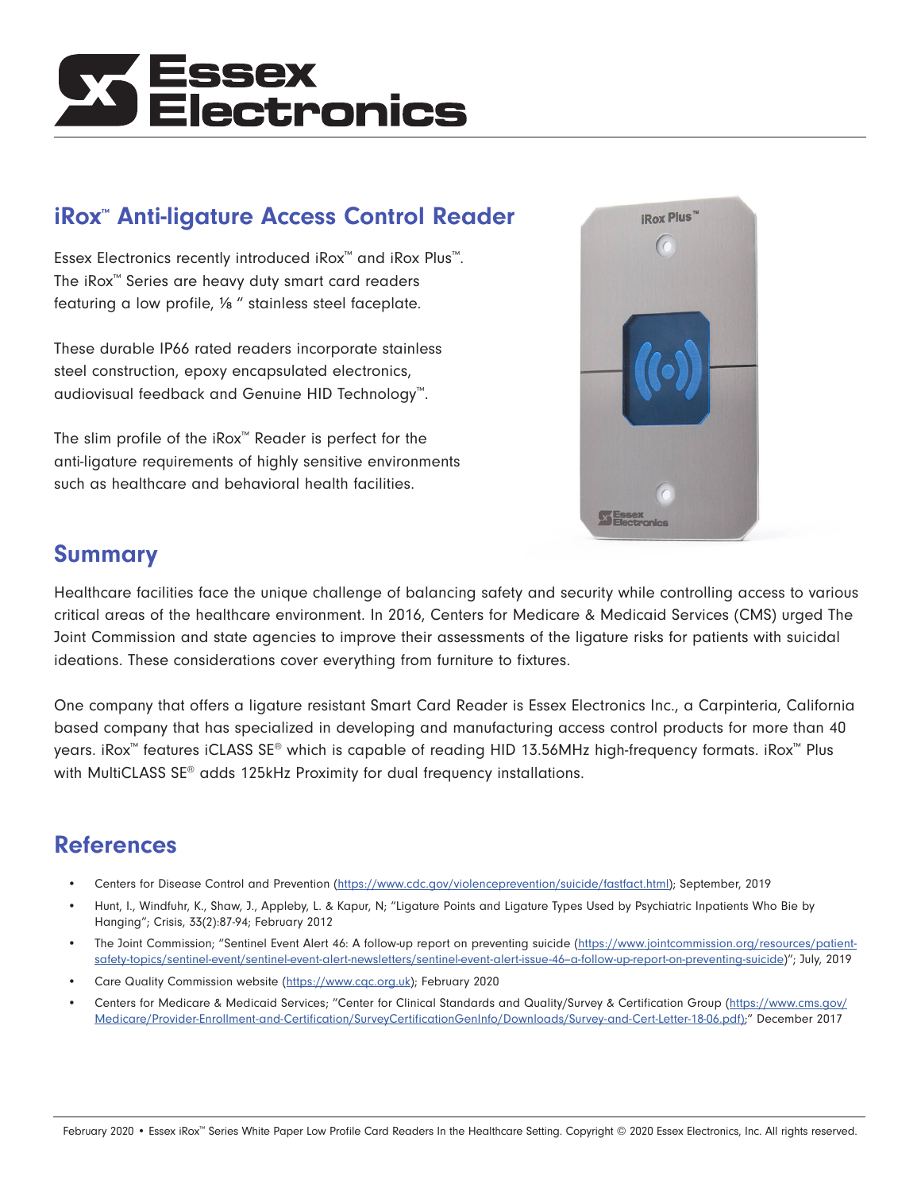# Essex Electronics

## iRox™ Anti-ligature Access Control Reader

Essex Electronics recently introduced iRox™ and iRox Plus™. The iRox™ Series are heavy duty smart card readers featuring a low profile, ⅛ " stainless steel faceplate.

These durable IP66 rated readers incorporate stainless steel construction, epoxy encapsulated electronics, audiovisual feedback and Genuine HID Technology™.

The slim profile of the iRox™ Reader is perfect for the anti-ligature requirements of highly sensitive environments such as healthcare and behavioral health facilities.

## Summary

Healthcare facilities face the unique challenge of balancing safety and security while controlling access to various critical areas of the healthcare environment. In 2016, Centers for Medicare & Medicaid Services (CMS) urged The Joint Commission and state agencies to improve their assessments of the ligature risks for patients with suicidal ideations. These considerations cover everything from furniture to fixtures.

One company that offers a ligature resistant Smart Card Reader is Essex Electronics Inc., a Carpinteria, California based company that has specialized in developing and manufacturing access control products for more than 40 years. iRox™ features iCLASS SE® which is capable of reading HID 13.56MHz high-frequency formats. iRox™ Plus with MultiCLASS SE® adds 125kHz Proximity for dual frequency installations.

## References

- Centers for Disease Control and Prevention (https://www.cdc.gov/violenceprevention/suicide/fastfact.html); September, 2019
- Hunt, I., Windfuhr, K., Shaw, J., Appleby, L. & Kapur, N; "Ligature Points and Ligature Types Used by Psychiatric Inpatients Who Bie by Hanging"; Crisis, 33(2):87-94; February 2012
- The Joint Commission; "Sentinel Event Alert 46: A follow-up report on preventing suicide (https://www.jointcommission.org/resources/patient-safety-topics/sentinel-event/sentinel-event-alert-newsletters/sentinel-event-alert-issue-46–a-follow-up-report-on-preventing-suicide)"; July, 2019
- Care Quality Commission website (https://www.cqc.org.uk); February 2020
- Centers for Medicare & Medicaid Services; "Center for Clinical Standards and Quality/Survey & Certification Group (https://www.cms.gov/Medicare/Provider-Enrollment-and-Certification/SurveyCertificationGenInfo/Downloads/Survey-and-Cert-Letter-18-06.pdf);" December 2017

February 2020 • Essex iRox™ Series White Paper Low Profile Card Readers In the Healthcare Setting. Copyright © 2020 Essex Electronics, Inc. All rights reserved.